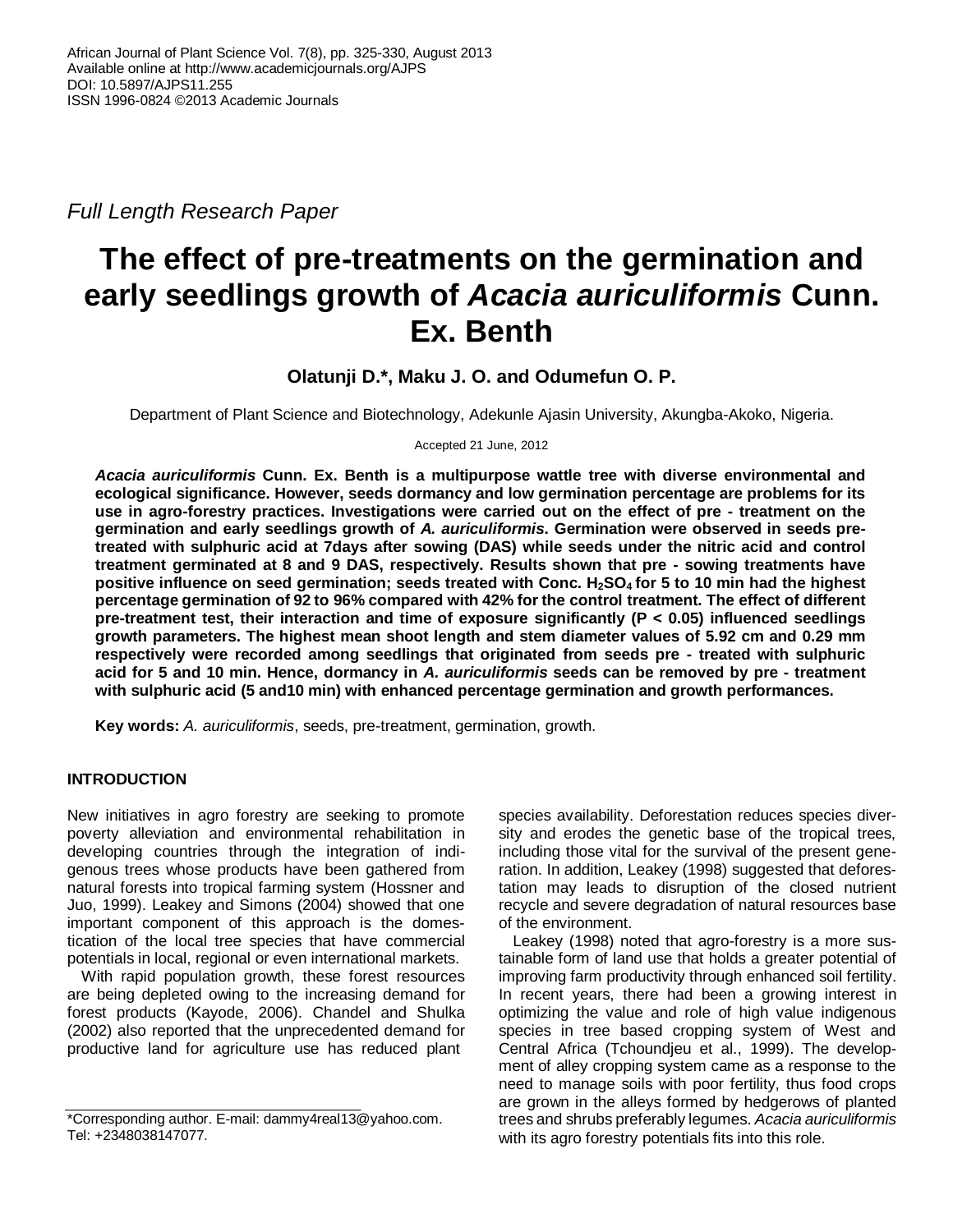*Full Length Research Paper*

# The effect of pre-treatments on the germination and early seedlings growth of *Acacia auriculiformis* Cunn. Ex. Benth

**Olatunji D.\*, Maku J. O. and Odumefun O. P.**

Department of Plant Science and Biotechnology, Adekunle Ajasin University, Akungba-Akoko, Nigeria.

Accepted 21 June, 2012

***Acacia auriculiformis*** **Cunn. Ex. Benth is a multipurpose wattle tree with diverse environmental and ecological significance. However, seeds dormancy and low germination percentage are problems for its use in agro-forestry practices. Investigations were carried out on the effect of pre - treatment on the germination and early seedlings growth of *A. auriculiformis*. Germination were observed in seeds pre-treated with sulphuric acid at 7days after sowing (DAS) while seeds under the nitric acid and control treatment germinated at 8 and 9 DAS, respectively. Results shown that pre - sowing treatments have positive influence on seed germination; seeds treated with Conc. $H_2SO_4$ for 5 to 10 min had the highest percentage germination of 92 to 96% compared with 42% for the control treatment. The effect of different pre-treatment test, their interaction and time of exposure significantly ($P < 0.05$) influenced seedlings growth parameters. The highest mean shoot length and stem diameter values of 5.92 cm and 0.29 mm respectively were recorded among seedlings that originated from seeds pre - treated with sulphuric acid for 5 and 10 min. Hence, dormancy in *A. auriculiformis* seeds can be removed by pre - treatment with sulphuric acid (5 and10 min) with enhanced percentage germination and growth performances.**

**Key words:** *A. auriculiformis*, seeds, pre-treatment, germination, growth.

## INTRODUCTION

New initiatives in agro forestry are seeking to promote poverty alleviation and environmental rehabilitation in developing countries through the integration of indigenous trees whose products have been gathered from natural forests into tropical farming system (Hossner and Juo, 1999). Leakey and Simons (2004) showed that one important component of this approach is the domestication of the local tree species that have commercial potentials in local, regional or even international markets.

With rapid population growth, these forest resources are being depleted owing to the increasing demand for forest products (Kayode, 2006). Chandel and Shulka (2002) also reported that the unprecedented demand for productive land for agriculture use has reduced plant species availability. Deforestation reduces species diversity and erodes the genetic base of the tropical trees, including those vital for the survival of the present generation. In addition, Leakey (1998) suggested that deforestation may leads to disruption of the closed nutrient recycle and severe degradation of natural resources base of the environment.

Leakey (1998) noted that agro-forestry is a more sustainable form of land use that holds a greater potential of improving farm productivity through enhanced soil fertility. In recent years, there had been a growing interest in optimizing the value and role of high value indigenous species in tree based cropping system of West and Central Africa (Tchoundjeu et al., 1999). The development of alley cropping system came as a response to the need to manage soils with poor fertility, thus food crops are grown in the alleys formed by hedgerows of planted trees and shrubs preferably legumes. *Acacia auriculiformis* with its agro forestry potentials fits into this role.

\*Corresponding author. E-mail: dammy4real13@yahoo.com. Tel: +2348038147077.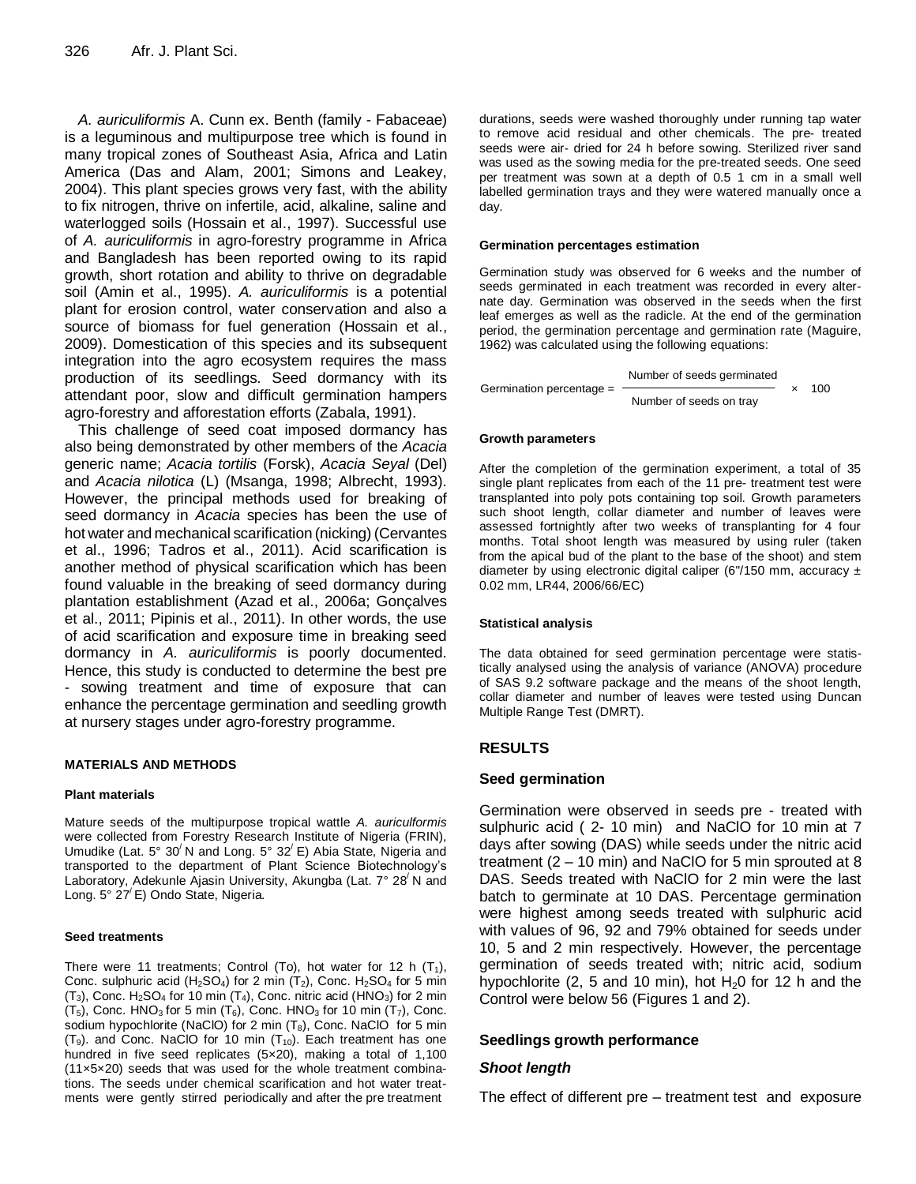*A. auriculiformis* A. Cunn ex. Benth (family - Fabaceae) is a leguminous and multipurpose tree which is found in many tropical zones of Southeast Asia, Africa and Latin America (Das and Alam, 2001; Simons and Leakey, 2004). This plant species grows very fast, with the ability to fix nitrogen, thrive on infertile, acid, alkaline, saline and waterlogged soils (Hossain et al., 1997). Successful use of *A. auriculiformis* in agro-forestry programme in Africa and Bangladesh has been reported owing to its rapid growth, short rotation and ability to thrive on degradable soil (Amin et al., 1995). *A. auriculiformis* is a potential plant for erosion control, water conservation and also a source of biomass for fuel generation (Hossain et al., 2009). Domestication of this species and its subsequent integration into the agro ecosystem requires the mass production of its seedlings. Seed dormancy with its attendant poor, slow and difficult germination hampers agro-forestry and afforestation efforts (Zabala, 1991).

This challenge of seed coat imposed dormancy has also being demonstrated by other members of the *Acacia* generic name; *Acacia tortilis* (Forsk), *Acacia Seyal* (Del) and *Acacia nilotica* (L) (Msanga, 1998; Albrecht, 1993). However, the principal methods used for breaking of seed dormancy in *Acacia* species has been the use of hot water and mechanical scarification (nicking) (Cervantes et al., 1996; Tadros et al., 2011). Acid scarification is another method of physical scarification which has been found valuable in the breaking of seed dormancy during plantation establishment (Azad et al., 2006a; Gonçalves et al., 2011; Pipinis et al., 2011). In other words, the use of acid scarification and exposure time in breaking seed dormancy in *A. auriculiformis* is poorly documented. Hence, this study is conducted to determine the best pre - sowing treatment and time of exposure that can enhance the percentage germination and seedling growth at nursery stages under agro-forestry programme.

## MATERIALS AND METHODS

### Plant materials

Mature seeds of the multipurpose tropical wattle *A. auriculformis* were collected from Forestry Research Institute of Nigeria (FRIN), Umudike (Lat. 5° 30′ N and Long. 5° 32′ E) Abia State, Nigeria and transported to the department of Plant Science Biotechnology's Laboratory, Adekunle Ajasin University, Akungba (Lat. 7° 28′ N and Long. 5° 27′ E) Ondo State, Nigeria.

### Seed treatments

There were 11 treatments; Control (To), hot water for 12 h ($T_1$), Conc. sulphuric acid ($H_2SO_4$) for 2 min ($T_2$), Conc. $H_2SO_4$ for 5 min ($T_3$), Conc. $H_2SO_4$ for 10 min ($T_4$), Conc. nitric acid ($HNO_3$) for 2 min ($T_5$), Conc. $HNO_3$ for 5 min ($T_6$), Conc. $HNO_3$ for 10 min ($T_7$), Conc. sodium hypochlorite (NaClO) for 2 min ($T_8$), Conc. NaClO for 5 min ($T_9$). and Conc. NaClO for 10 min ($T_{10}$). Each treatment has one hundred in five seed replicates (5×20), making a total of 1,100 (11×5×20) seeds that was used for the whole treatment combinations. The seeds under chemical scarification and hot water treatments were gently stirred periodically and after the pre treatment durations, seeds were washed thoroughly under running tap water to remove acid residual and other chemicals. The pre- treated seeds were air- dried for 24 h before sowing. Sterilized river sand was used as the sowing media for the pre-treated seeds. One seed per treatment was sown at a depth of 0.5 1 cm in a small well labelled germination trays and they were watered manually once a day.

### Germination percentages estimation

Germination study was observed for 6 weeks and the number of seeds germinated in each treatment was recorded in every alternate day. Germination was observed in the seeds when the first leaf emerges as well as the radicle. At the end of the germination period, the germination percentage and germination rate (Maguire, 1962) was calculated using the following equations:

$$\text{Germination percentage} = \frac{\text{Number of seeds germinated}}{\text{Number of seeds on tray}} \times 100$$

### Growth parameters

After the completion of the germination experiment, a total of 35 single plant replicates from each of the 11 pre- treatment test were transplanted into poly pots containing top soil. Growth parameters such shoot length, collar diameter and number of leaves were assessed fortnightly after two weeks of transplanting for 4 four months. Total shoot length was measured by using ruler (taken from the apical bud of the plant to the base of the shoot) and stem diameter by using electronic digital caliper (6"/150 mm, accuracy ± 0.02 mm, LR44, 2006/66/EC)

### Statistical analysis

The data obtained for seed germination percentage were statistically analysed using the analysis of variance (ANOVA) procedure of SAS 9.2 software package and the means of the shoot length, collar diameter and number of leaves were tested using Duncan Multiple Range Test (DMRT).

## RESULTS

### Seed germination

Germination were observed in seeds pre - treated with sulphuric acid ( 2- 10 min) and NaClO for 10 min at 7 days after sowing (DAS) while seeds under the nitric acid treatment (2 – 10 min) and NaClO for 5 min sprouted at 8 DAS. Seeds treated with NaClO for 2 min were the last batch to germinate at 10 DAS. Percentage germination were highest among seeds treated with sulphuric acid with values of 96, 92 and 79% obtained for seeds under 10, 5 and 2 min respectively. However, the percentage germination of seeds treated with; nitric acid, sodium hypochlorite (2, 5 and 10 min), hot $H_20$ for 12 h and the Control were below 56 (Figures 1 and 2).

### Seedlings growth performance

#### *Shoot length*

The effect of different pre – treatment test and exposure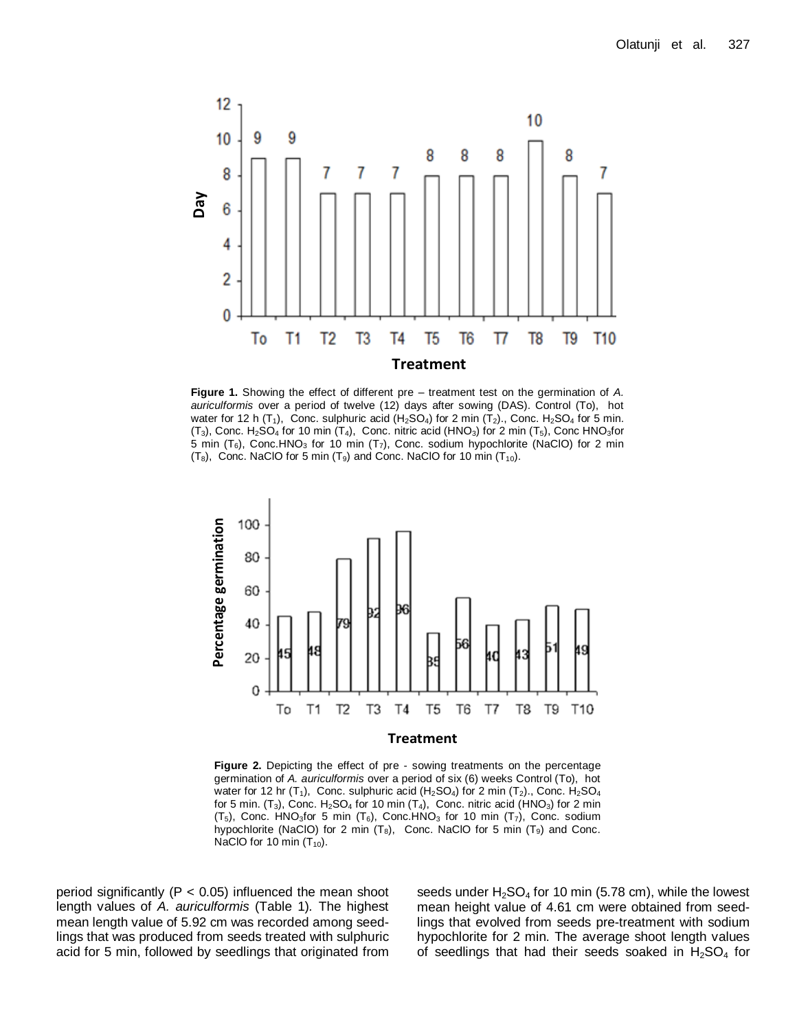**Figure 1.** Showing the effect of different pre – treatment test on the germination of *A. auriculformis* over a period of twelve (12) days after sowing (DAS). Control (To), hot water for 12 h ($T_1$), Conc. sulphuric acid ($H_2SO_4$) for 2 min ($T_2$)., Conc. $H_2SO_4$ for 5 min. ($T_3$), Conc. $H_2SO_4$ for 10 min ($T_4$), Conc. nitric acid ($HNO_3$) for 2 min ($T_5$), Conc $HNO_3$for 5 min ($T_6$), Conc.$HNO_3$ for 10 min ($T_7$), Conc. sodium hypochlorite (NaClO) for 2 min ($T_8$), Conc. NaClO for 5 min ($T_9$) and Conc. NaClO for 10 min ($T_{10}$).

**Figure 2.** Depicting the effect of pre - sowing treatments on the percentage germination of *A. auriculformis* over a period of six (6) weeks Control (To), hot water for 12 hr ($T_1$), Conc. sulphuric acid ($H_2SO_4$) for 2 min ($T_2$)., Conc. $H_2SO_4$ for 5 min. ($T_3$), Conc. $H_2SO_4$ for 10 min ($T_4$), Conc. nitric acid ($HNO_3$) for 2 min ($T_5$), Conc. $HNO_3$for 5 min ($T_6$), Conc.$HNO_3$ for 10 min ($T_7$), Conc. sodium hypochlorite (NaClO) for 2 min ($T_8$), Conc. NaClO for 5 min ($T_9$) and Conc. NaClO for 10 min ($T_{10}$).

period significantly ($P < 0.05$) influenced the mean shoot length values of *A. auriculformis* (Table 1). The highest mean length value of 5.92 cm was recorded among seedlings that was produced from seeds treated with sulphuric acid for 5 min, followed by seedlings that originated from seeds under $H_2SO_4$ for 10 min (5.78 cm), while the lowest mean height value of 4.61 cm were obtained from seedlings that evolved from seeds pre-treatment with sodium hypochlorite for 2 min. The average shoot length values of seedlings that had their seeds soaked in $H_2SO_4$ for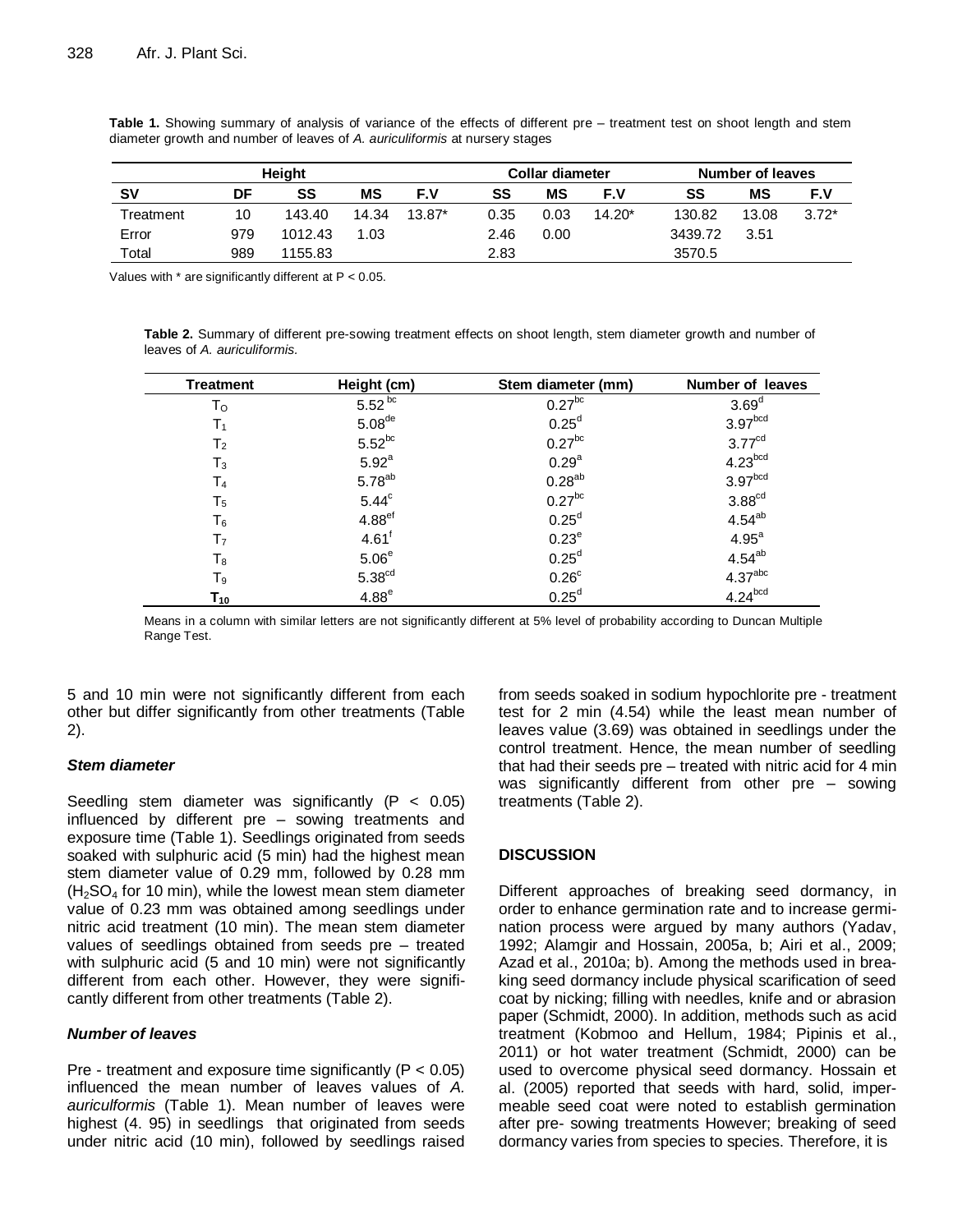**Table 1.** Showing summary of analysis of variance of the effects of different pre – treatment test on shoot length and stem diameter growth and number of leaves of *A. auriculiformis* at nursery stages

| | Height | | | | Collar diameter | | | Number of leaves | | |
|---|---|---|---|---|---|---|---|---|---|---|
| SV | DF | SS | MS | F.V | SS | MS | F.V | SS | MS | F.V |
| Treatment | 10 | 143.40 | 14.34 | 13.87* | 0.35 | 0.03 | 14.20* | 130.82 | 13.08 | 3.72* |
| Error | 979 | 1012.43 | 1.03 | | 2.46 | 0.00 | | 3439.72 | 3.51 | |
| Total | 989 | 1155.83 | | | 2.83 | | | 3570.5 | | |

Values with * are significantly different at P < 0.05.

**Table 2.** Summary of different pre-sowing treatment effects on shoot length, stem diameter growth and number of leaves of *A. auriculiformis.*

| Treatment | Height (cm) | Stem diameter (mm) | Number of leaves |
|---|---|---|---|
| $T_O$ | $5.52^{bc}$ | $0.27^{bc}$ | $3.69^{d}$ |
| $T_1$ | $5.08^{de}$ | $0.25^{d}$ | $3.97^{bcd}$ |
| $T_2$ | $5.52^{bc}$ | $0.27^{bc}$ | $3.77^{cd}$ |
| $T_3$ | $5.92^{a}$ | $0.29^{a}$ | $4.23^{bcd}$ |
| $T_4$ | $5.78^{ab}$ | $0.28^{ab}$ | $3.97^{bcd}$ |
| $T_5$ | $5.44^{c}$ | $0.27^{bc}$ | $3.88^{cd}$ |
| $T_6$ | $4.88^{ef}$ | $0.25^{d}$ | $4.54^{ab}$ |
| $T_7$ | $4.61^{f}$ | $0.23^{e}$ | $4.95^{a}$ |
| $T_8$ | $5.06^{e}$ | $0.25^{d}$ | $4.54^{ab}$ |
| $T_9$ | $5.38^{cd}$ | $0.26^{c}$ | $4.37^{abc}$ |
| $T_{10}$ | $4.88^{e}$ | $0.25^{d}$ | $4.24^{bcd}$ |

Means in a column with similar letters are not significantly different at 5% level of probability according to Duncan Multiple Range Test.

5 and 10 min were not significantly different from each other but differ significantly from other treatments (Table 2).

### *Stem diameter*

Seedling stem diameter was significantly ($P < 0.05$) influenced by different pre – sowing treatments and exposure time (Table 1). Seedlings originated from seeds soaked with sulphuric acid (5 min) had the highest mean stem diameter value of 0.29 mm, followed by 0.28 mm ($H_2SO_4$ for 10 min), while the lowest mean stem diameter value of 0.23 mm was obtained among seedlings under nitric acid treatment (10 min). The mean stem diameter values of seedlings obtained from seeds pre – treated with sulphuric acid (5 and 10 min) were not significantly different from each other. However, they were significantly different from other treatments (Table 2).

### *Number of leaves*

Pre - treatment and exposure time significantly ($P < 0.05$) influenced the mean number of leaves values of *A. auriculformis* (Table 1). Mean number of leaves were highest (4. 95) in seedlings that originated from seeds under nitric acid (10 min), followed by seedlings raised from seeds soaked in sodium hypochlorite pre - treatment test for 2 min (4.54) while the least mean number of leaves value (3.69) was obtained in seedlings under the control treatment. Hence, the mean number of seedling that had their seeds pre – treated with nitric acid for 4 min was significantly different from other pre – sowing treatments (Table 2).

## DISCUSSION

Different approaches of breaking seed dormancy, in order to enhance germination rate and to increase germination process were argued by many authors (Yadav, 1992; Alamgir and Hossain, 2005a, b; Airi et al., 2009; Azad et al., 2010a; b). Among the methods used in breaking seed dormancy include physical scarification of seed coat by nicking; filling with needles, knife and or abrasion paper (Schmidt, 2000). In addition, methods such as acid treatment (Kobmoo and Hellum, 1984; Pipinis et al., 2011) or hot water treatment (Schmidt, 2000) can be used to overcome physical seed dormancy. Hossain et al. (2005) reported that seeds with hard, solid, impermeable seed coat were noted to establish germination after pre- sowing treatments However; breaking of seed dormancy varies from species to species. Therefore, it is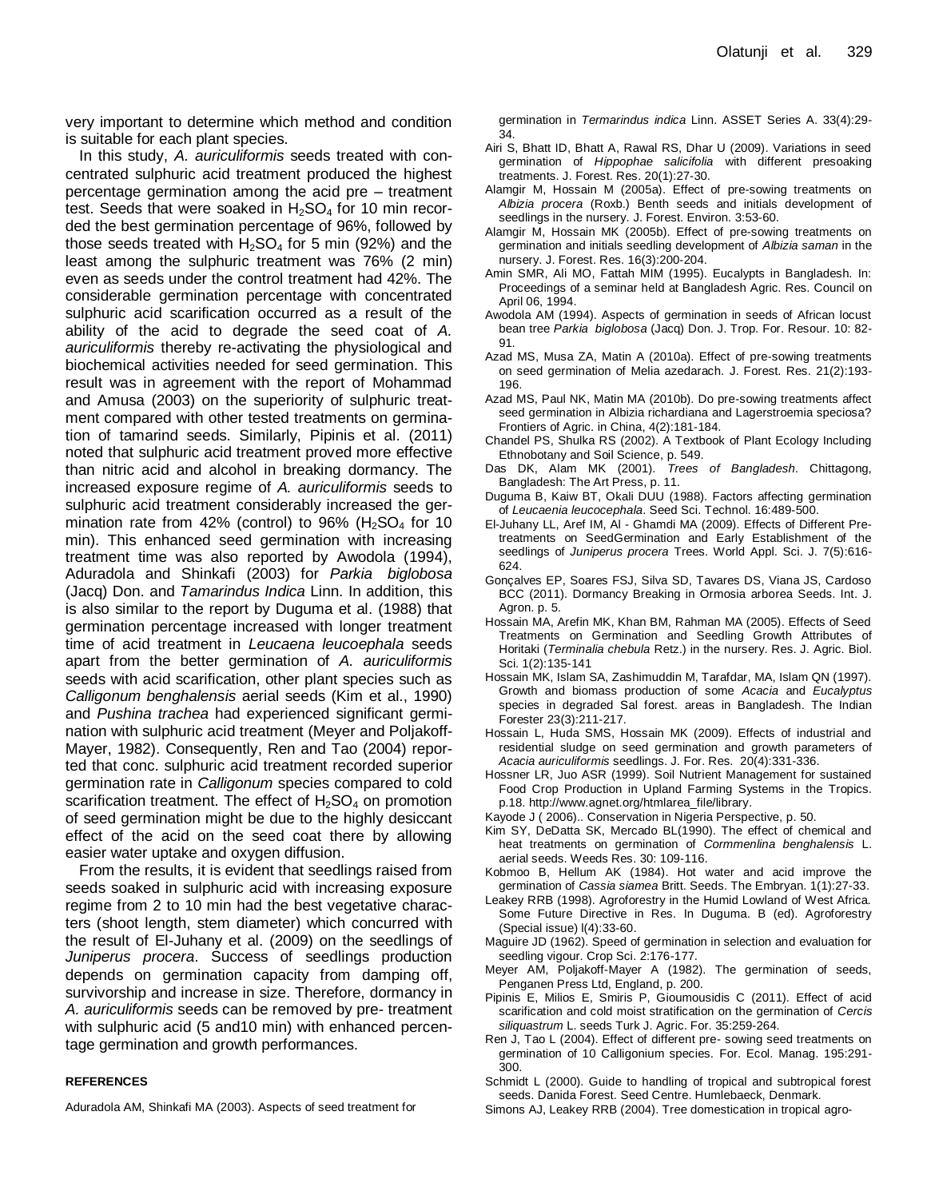very important to determine which method and condition is suitable for each plant species.

In this study, *A. auriculiformis* seeds treated with concentrated sulphuric acid treatment produced the highest percentage germination among the acid pre – treatment test. Seeds that were soaked in $H_2SO_4$ for 10 min recorded the best germination percentage of 96%, followed by those seeds treated with $H_2SO_4$ for 5 min (92%) and the least among the sulphuric treatment was 76% (2 min) even as seeds under the control treatment had 42%. The considerable germination percentage with concentrated sulphuric acid scarification occurred as a result of the ability of the acid to degrade the seed coat of *A. auriculiformis* thereby re-activating the physiological and biochemical activities needed for seed germination. This result was in agreement with the report of Mohammad and Amusa (2003) on the superiority of sulphuric treatment compared with other tested treatments on germination of tamarind seeds. Similarly, Pipinis et al. (2011) noted that sulphuric acid treatment proved more effective than nitric acid and alcohol in breaking dormancy. The increased exposure regime of *A. auriculiformis* seeds to sulphuric acid treatment considerably increased the germination rate from 42% (control) to 96% ($H_2SO_4$ for 10 min). This enhanced seed germination with increasing treatment time was also reported by Awodola (1994), Aduradola and Shinkafi (2003) for *Parkia biglobosa* (Jacq) Don. and *Tamarindus Indica* Linn. In addition, this is also similar to the report by Duguma et al. (1988) that germination percentage increased with longer treatment time of acid treatment in *Leucaena leucoephala* seeds apart from the better germination of *A. auriculiformis* seeds with acid scarification, other plant species such as *Calligonum benghalensis* aerial seeds (Kim et al., 1990) and *Pushina trachea* had experienced significant germination with sulphuric acid treatment (Meyer and Poljakoff-Mayer, 1982). Consequently, Ren and Tao (2004) reported that conc. sulphuric acid treatment recorded superior germination rate in *Calligonum* species compared to cold scarification treatment. The effect of $H_2SO_4$ on promotion of seed germination might be due to the highly desiccant effect of the acid on the seed coat there by allowing easier water uptake and oxygen diffusion.

From the results, it is evident that seedlings raised from seeds soaked in sulphuric acid with increasing exposure regime from 2 to 10 min had the best vegetative characters (shoot length, stem diameter) which concurred with the result of El-Juhany et al. (2009) on the seedlings of *Juniperus procera*. Success of seedlings production depends on germination capacity from damping off, survivorship and increase in size. Therefore, dormancy in *A. auriculiformis* seeds can be removed by pre- treatment with sulphuric acid (5 and10 min) with enhanced percentage germination and growth performances.

## REFERENCES

Aduradola AM, Shinkafi MA (2003). Aspects of seed treatment for germination in *Termarindus indica* Linn. ASSET Series A. 33(4):29-34.

Airi S, Bhatt ID, Bhatt A, Rawal RS, Dhar U (2009). Variations in seed germination of *Hippophae salicifolia* with different presoaking treatments. J. Forest. Res. 20(1):27-30.

Alamgir M, Hossain M (2005a). Effect of pre-sowing treatments on *Albizia procera* (Roxb.) Benth seeds and initials development of seedlings in the nursery. J. Forest. Environ. 3:53-60.

Alamgir M, Hossain MK (2005b). Effect of pre-sowing treatments on germination and initials seedling development of *Albizia saman* in the nursery. J. Forest. Res. 16(3):200-204.

Amin SMR, Ali MO, Fattah MIM (1995). Eucalypts in Bangladesh. In: Proceedings of a seminar held at Bangladesh Agric. Res. Council on April 06, 1994.

Awodola AM (1994). Aspects of germination in seeds of African locust bean tree *Parkia biglobosa* (Jacq) Don. J. Trop. For. Resour. 10: 82-91.

Azad MS, Musa ZA, Matin A (2010a). Effect of pre-sowing treatments on seed germination of Melia azedarach. J. Forest. Res. 21(2):193-196.

Azad MS, Paul NK, Matin MA (2010b). Do pre-sowing treatments affect seed germination in Albizia richardiana and Lagerstroemia speciosa? Frontiers of Agric. in China, 4(2):181-184.

Chandel PS, Shulka RS (2002). A Textbook of Plant Ecology Including Ethnobotany and Soil Science, p. 549.

Das DK, Alam MK (2001). *Trees of Bangladesh*. Chittagong, Bangladesh: The Art Press, p. 11.

Duguma B, Kaiw BT, Okali DUU (1988). Factors affecting germination of *Leucaenia leucocephala*. Seed Sci. Technol. 16:489-500.

El-Juhany LL, Aref IM, Al - Ghamdi MA (2009). Effects of Different Pre-treatments on SeedGermination and Early Establishment of the seedlings of *Juniperus procera* Trees. World Appl. Sci. J. 7(5):616-624.

Gonçalves EP, Soares FSJ, Silva SD, Tavares DS, Viana JS, Cardoso BCC (2011). Dormancy Breaking in Ormosia arborea Seeds. Int. J. Agron. p. 5.

Hossain MA, Arefin MK, Khan BM, Rahman MA (2005). Effects of Seed Treatments on Germination and Seedling Growth Attributes of Horitaki (*Terminalia chebula* Retz.) in the nursery. Res. J. Agric. Biol. Sci. 1(2):135-141

Hossain MK, Islam SA, Zashimuddin M, Tarafdar, MA, Islam QN (1997). Growth and biomass production of some *Acacia* and *Eucalyptus* species in degraded Sal forest. areas in Bangladesh. The Indian Forester 23(3):211-217.

Hossain L, Huda SMS, Hossain MK (2009). Effects of industrial and residential sludge on seed germination and growth parameters of *Acacia auriculiformis* seedlings. J. For. Res. 20(4):331-336.

Hossner LR, Juo ASR (1999). Soil Nutrient Management for sustained Food Crop Production in Upland Farming Systems in the Tropics. p.18. http://www.agnet.org/htmlarea_file/library.

Kayode J ( 2006).. Conservation in Nigeria Perspective, p. 50.

Kim SY, DeDatta SK, Mercado BL(1990). The effect of chemical and heat treatments on germination of *Cornmenlina benghalensis* L. aerial seeds. Weeds Res. 30: 109-116.

Kobmoo B, Hellum AK (1984). Hot water and acid improve the germination of *Cassia siamea* Britt. Seeds. The Embryan. 1(1):27-33.

Leakey RRB (1998). Agroforestry in the Humid Lowland of West Africa. Some Future Directive in Res. In Duguma. B (ed). Agroforestry (Special issue) l(4):33-60.

Maguire JD (1962). Speed of germination in selection and evaluation for seedling vigour. Crop Sci. 2:176-177.

Meyer AM, Poljakoff-Mayer A (1982). The germination of seeds, Penganen Press Ltd, England, p. 200.

Pipinis E, Milios E, Smiris P, Gioumousidis C (2011). Effect of acid scarification and cold moist stratification on the germination of *Cercis siliquastrum* L. seeds Turk J. Agric. For. 35:259-264.

Ren J, Tao L (2004). Effect of different pre- sowing seed treatments on germination of 10 Calligonium species. For. Ecol. Manag. 195:291-300.

Schmidt L (2000). Guide to handling of tropical and subtropical forest seeds. Danida Forest. Seed Centre. Humlebaeck, Denmark.

Simons AJ, Leakey RRB (2004). Tree domestication in tropical agro-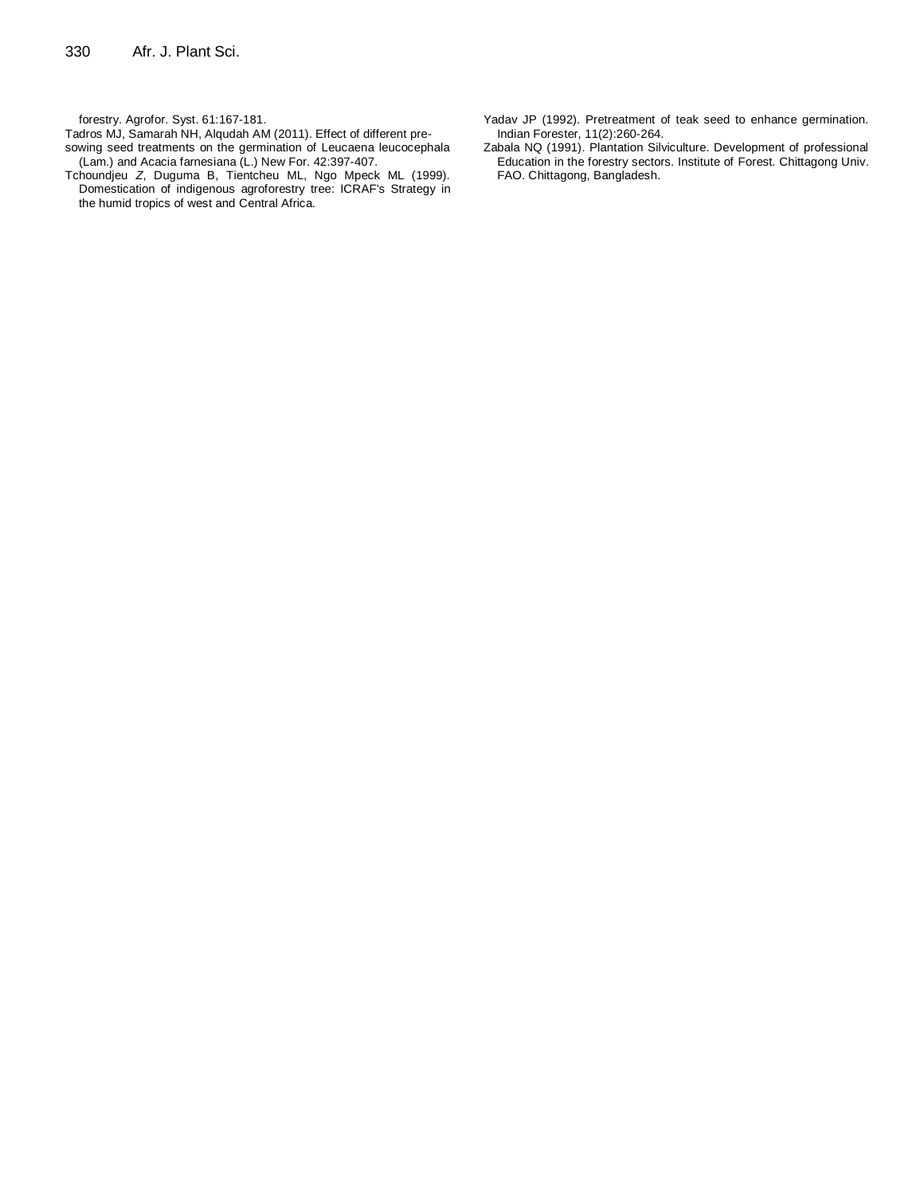forestry. Agrofor. Syst. 61:167-181.

Tadros MJ, Samarah NH, Alqudah AM (2011). Effect of different pre-sowing seed treatments on the germination of Leucaena leucocephala (Lam.) and Acacia farnesiana (L.) New For. 42:397-407.

Tchoundjeu Z, Duguma B, Tientcheu ML, Ngo Mpeck ML (1999). Domestication of indigenous agroforestry tree: ICRAF's Strategy in the humid tropics of west and Central Africa.

Yadav JP (1992). Pretreatment of teak seed to enhance germination. Indian Forester, 11(2):260-264.

Zabala NQ (1991). Plantation Silviculture. Development of professional Education in the forestry sectors. Institute of Forest. Chittagong Univ. FAO. Chittagong, Bangladesh.